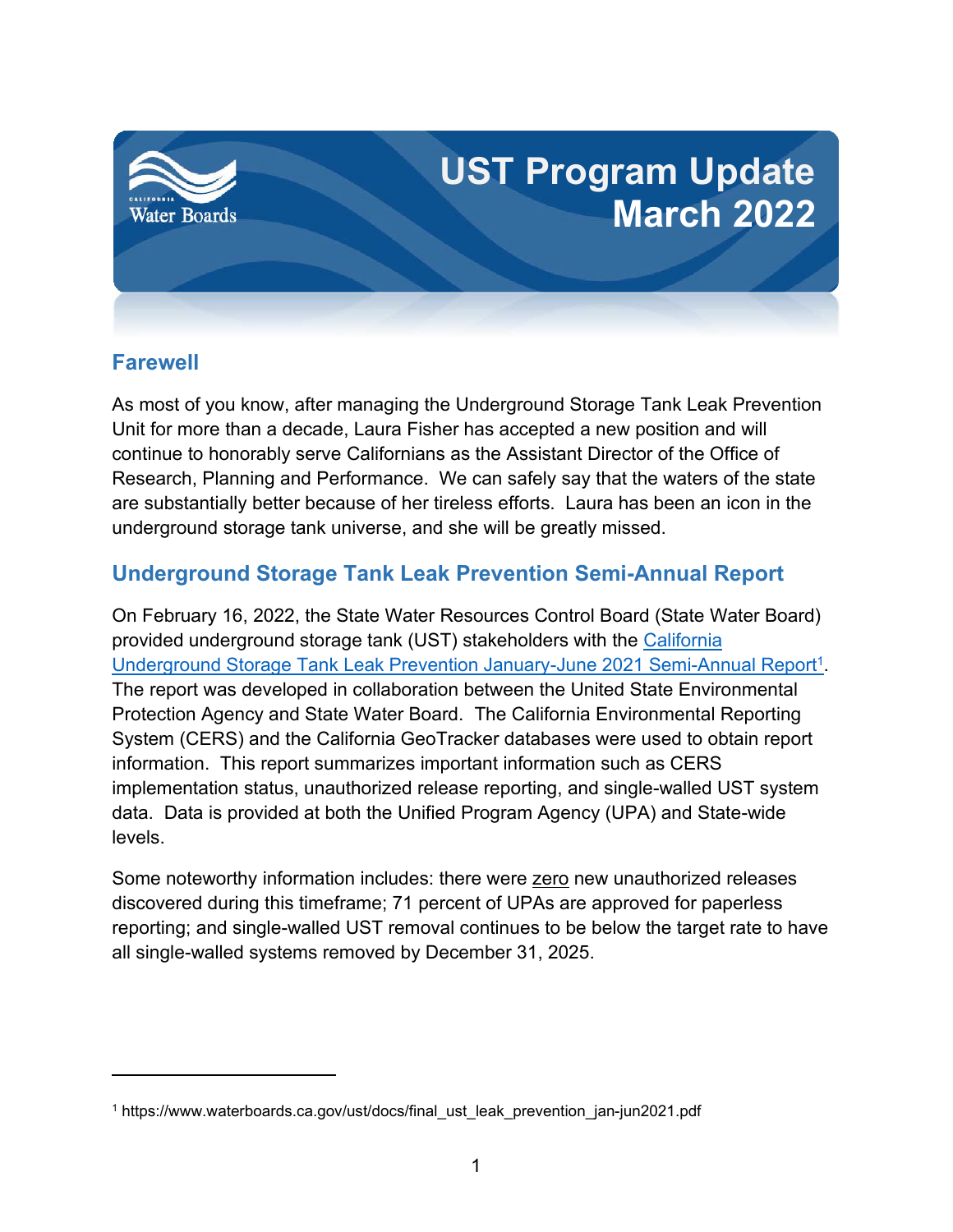# UST Program Update March 2022

## Farewell

As most of you know, after managing the Underground Storage Tank Leak Prevention Unit for more than a decade, Laura Fisher has accepted a new position and will continue to honorably serve Californians as the Assistant Director of the Office of Research, Planning and Performance. We can safely say that the waters of the state are substantially better because of her tireless efforts. Laura has been an icon in the underground storage tank universe, and she will be greatly missed.

## Underground Storage Tank Leak Prevention Semi-Annual Report

On February 16, 2022, the State Water Resources Control Board (State Water Board) provided underground storage tank (UST) stakeholders with the California Underground Storage Tank Leak Prevention January-June 2021 Semi-Annual Report[1]. The report was developed in collaboration between the United State Environmental Protection Agency and State Water Board. The California Environmental Reporting System (CERS) and the California GeoTracker databases were used to obtain report information. This report summarizes important information such as CERS implementation status, unauthorized release reporting, and single-walled UST system data. Data is provided at both the Unified Program Agency (UPA) and State-wide levels.

Some noteworthy information includes: there were zero new unauthorized releases discovered during this timeframe; 71 percent of UPAs are approved for paperless reporting; and single-walled UST removal continues to be below the target rate to have all single-walled systems removed by December 31, 2025.

---

[1] https://www.waterboards.ca.gov/ust/docs/final_ust_leak_prevention_jan-jun2021.pdf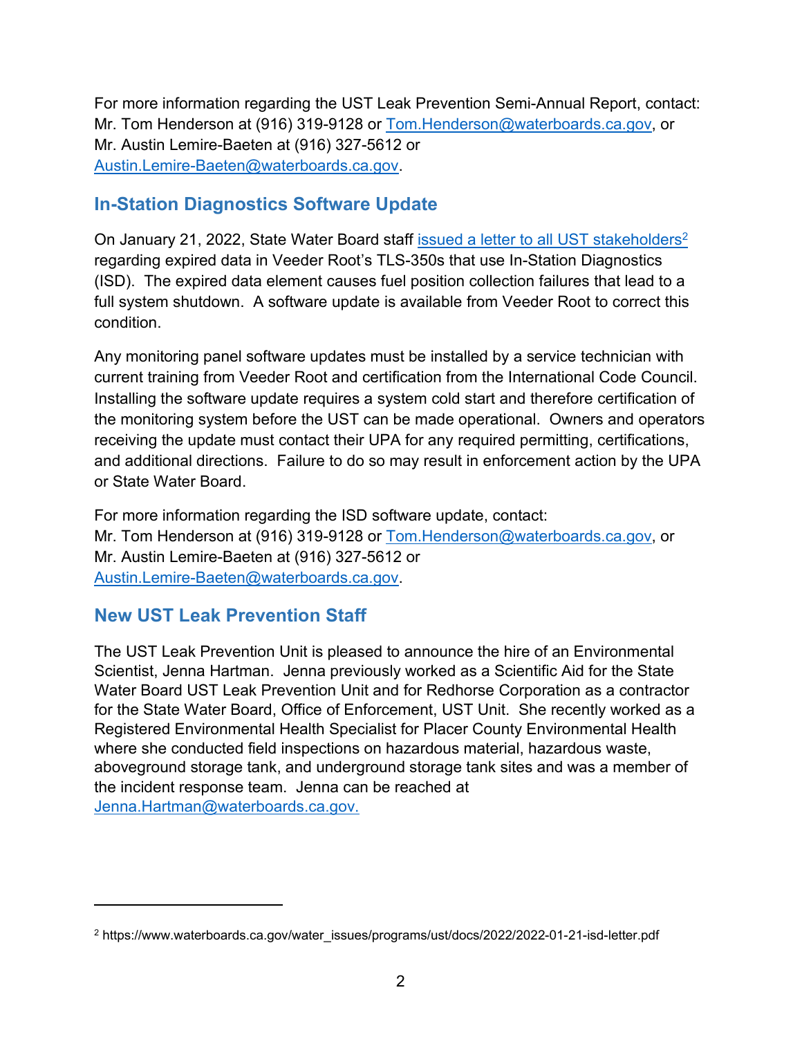For more information regarding the UST Leak Prevention Semi-Annual Report, contact:
Mr. Tom Henderson at (916) 319-9128 or Tom.Henderson@waterboards.ca.gov, or
Mr. Austin Lemire-Baeten at (916) 327-5612 or
Austin.Lemire-Baeten@waterboards.ca.gov.

## In-Station Diagnostics Software Update

On January 21, 2022, State Water Board staff issued a letter to all UST stakeholders[2] regarding expired data in Veeder Root's TLS-350s that use In-Station Diagnostics (ISD). The expired data element causes fuel position collection failures that lead to a full system shutdown. A software update is available from Veeder Root to correct this condition.

Any monitoring panel software updates must be installed by a service technician with current training from Veeder Root and certification from the International Code Council. Installing the software update requires a system cold start and therefore certification of the monitoring system before the UST can be made operational. Owners and operators receiving the update must contact their UPA for any required permitting, certifications, and additional directions. Failure to do so may result in enforcement action by the UPA or State Water Board.

For more information regarding the ISD software update, contact:
Mr. Tom Henderson at (916) 319-9128 or Tom.Henderson@waterboards.ca.gov, or
Mr. Austin Lemire-Baeten at (916) 327-5612 or
Austin.Lemire-Baeten@waterboards.ca.gov.

## New UST Leak Prevention Staff

The UST Leak Prevention Unit is pleased to announce the hire of an Environmental Scientist, Jenna Hartman. Jenna previously worked as a Scientific Aid for the State Water Board UST Leak Prevention Unit and for Redhorse Corporation as a contractor for the State Water Board, Office of Enforcement, UST Unit. She recently worked as a Registered Environmental Health Specialist for Placer County Environmental Health where she conducted field inspections on hazardous material, hazardous waste, aboveground storage tank, and underground storage tank sites and was a member of the incident response team. Jenna can be reached at Jenna.Hartman@waterboards.ca.gov.

---

[2] https://www.waterboards.ca.gov/water_issues/programs/ust/docs/2022/2022-01-21-isd-letter.pdf